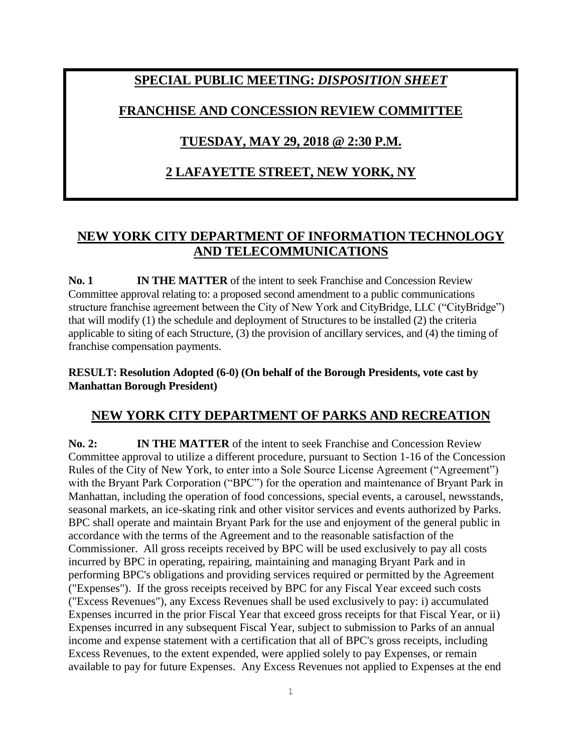# SPECIAL PUBLIC MEETING: *DISPOSITION SHEET*

# FRANCHISE AND CONCESSION REVIEW COMMITTEE

# TUESDAY, MAY 29, 2018 @ 2:30 P.M.

# 2 LAFAYETTE STREET, NEW YORK, NY

## NEW YORK CITY DEPARTMENT OF INFORMATION TECHNOLOGY AND TELECOMMUNICATIONS

**No. 1** **IN THE MATTER** of the intent to seek Franchise and Concession Review Committee approval relating to: a proposed second amendment to a public communications structure franchise agreement between the City of New York and CityBridge, LLC ("CityBridge") that will modify (1) the schedule and deployment of Structures to be installed (2) the criteria applicable to siting of each Structure, (3) the provision of ancillary services, and (4) the timing of franchise compensation payments.

**RESULT: Resolution Adopted (6-0) (On behalf of the Borough Presidents, vote cast by Manhattan Borough President)**

## NEW YORK CITY DEPARTMENT OF PARKS AND RECREATION

**No. 2:** **IN THE MATTER** of the intent to seek Franchise and Concession Review Committee approval to utilize a different procedure, pursuant to Section 1-16 of the Concession Rules of the City of New York, to enter into a Sole Source License Agreement ("Agreement") with the Bryant Park Corporation ("BPC") for the operation and maintenance of Bryant Park in Manhattan, including the operation of food concessions, special events, a carousel, newsstands, seasonal markets, an ice-skating rink and other visitor services and events authorized by Parks. BPC shall operate and maintain Bryant Park for the use and enjoyment of the general public in accordance with the terms of the Agreement and to the reasonable satisfaction of the Commissioner. All gross receipts received by BPC will be used exclusively to pay all costs incurred by BPC in operating, repairing, maintaining and managing Bryant Park and in performing BPC's obligations and providing services required or permitted by the Agreement ("Expenses"). If the gross receipts received by BPC for any Fiscal Year exceed such costs ("Excess Revenues"), any Excess Revenues shall be used exclusively to pay: i) accumulated Expenses incurred in the prior Fiscal Year that exceed gross receipts for that Fiscal Year, or ii) Expenses incurred in any subsequent Fiscal Year, subject to submission to Parks of an annual income and expense statement with a certification that all of BPC's gross receipts, including Excess Revenues, to the extent expended, were applied solely to pay Expenses, or remain available to pay for future Expenses. Any Excess Revenues not applied to Expenses at the end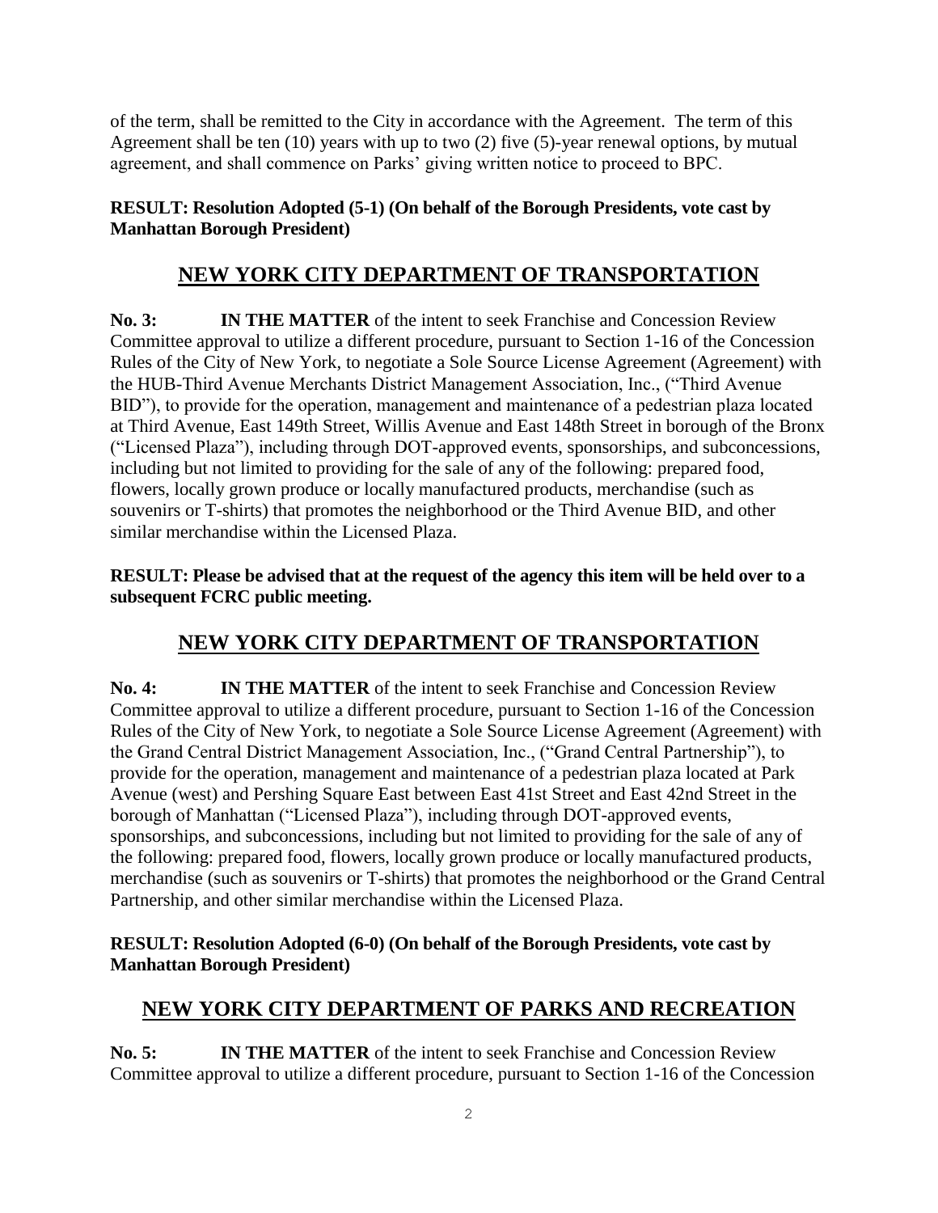of the term, shall be remitted to the City in accordance with the Agreement. The term of this Agreement shall be ten (10) years with up to two (2) five (5)-year renewal options, by mutual agreement, and shall commence on Parks' giving written notice to proceed to BPC.

**RESULT: Resolution Adopted (5-1) (On behalf of the Borough Presidents, vote cast by Manhattan Borough President)**

## NEW YORK CITY DEPARTMENT OF TRANSPORTATION

**No. 3:** **IN THE MATTER** of the intent to seek Franchise and Concession Review Committee approval to utilize a different procedure, pursuant to Section 1-16 of the Concession Rules of the City of New York, to negotiate a Sole Source License Agreement (Agreement) with the HUB-Third Avenue Merchants District Management Association, Inc., ("Third Avenue BID"), to provide for the operation, management and maintenance of a pedestrian plaza located at Third Avenue, East 149th Street, Willis Avenue and East 148th Street in borough of the Bronx ("Licensed Plaza"), including through DOT-approved events, sponsorships, and subconcessions, including but not limited to providing for the sale of any of the following: prepared food, flowers, locally grown produce or locally manufactured products, merchandise (such as souvenirs or T-shirts) that promotes the neighborhood or the Third Avenue BID, and other similar merchandise within the Licensed Plaza.

**RESULT: Please be advised that at the request of the agency this item will be held over to a subsequent FCRC public meeting.**

## NEW YORK CITY DEPARTMENT OF TRANSPORTATION

**No. 4:** **IN THE MATTER** of the intent to seek Franchise and Concession Review Committee approval to utilize a different procedure, pursuant to Section 1-16 of the Concession Rules of the City of New York, to negotiate a Sole Source License Agreement (Agreement) with the Grand Central District Management Association, Inc., ("Grand Central Partnership"), to provide for the operation, management and maintenance of a pedestrian plaza located at Park Avenue (west) and Pershing Square East between East 41st Street and East 42nd Street in the borough of Manhattan ("Licensed Plaza"), including through DOT-approved events, sponsorships, and subconcessions, including but not limited to providing for the sale of any of the following: prepared food, flowers, locally grown produce or locally manufactured products, merchandise (such as souvenirs or T-shirts) that promotes the neighborhood or the Grand Central Partnership, and other similar merchandise within the Licensed Plaza.

**RESULT: Resolution Adopted (6-0) (On behalf of the Borough Presidents, vote cast by Manhattan Borough President)**

## NEW YORK CITY DEPARTMENT OF PARKS AND RECREATION

**No. 5:** **IN THE MATTER** of the intent to seek Franchise and Concession Review Committee approval to utilize a different procedure, pursuant to Section 1-16 of the Concession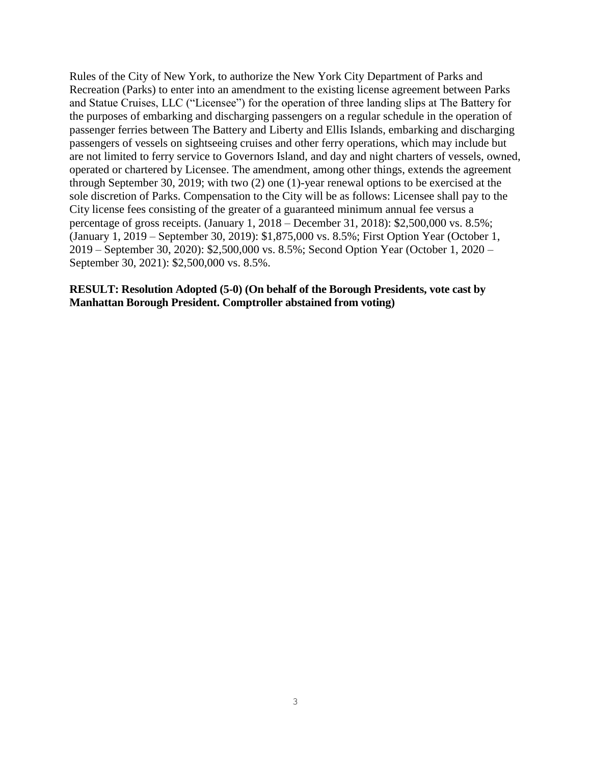Rules of the City of New York, to authorize the New York City Department of Parks and Recreation (Parks) to enter into an amendment to the existing license agreement between Parks and Statue Cruises, LLC ("Licensee") for the operation of three landing slips at The Battery for the purposes of embarking and discharging passengers on a regular schedule in the operation of passenger ferries between The Battery and Liberty and Ellis Islands, embarking and discharging passengers of vessels on sightseeing cruises and other ferry operations, which may include but are not limited to ferry service to Governors Island, and day and night charters of vessels, owned, operated or chartered by Licensee. The amendment, among other things, extends the agreement through September 30, 2019; with two (2) one (1)-year renewal options to be exercised at the sole discretion of Parks. Compensation to the City will be as follows: Licensee shall pay to the City license fees consisting of the greater of a guaranteed minimum annual fee versus a percentage of gross receipts. (January 1, 2018 – December 31, 2018): $2,500,000 vs. 8.5%; (January 1, 2019 – September 30, 2019): $1,875,000 vs. 8.5%; First Option Year (October 1, 2019 – September 30, 2020): $2,500,000 vs. 8.5%; Second Option Year (October 1, 2020 – September 30, 2021): $2,500,000 vs. 8.5%.

**RESULT: Resolution Adopted (5-0) (On behalf of the Borough Presidents, vote cast by Manhattan Borough President. Comptroller abstained from voting)**